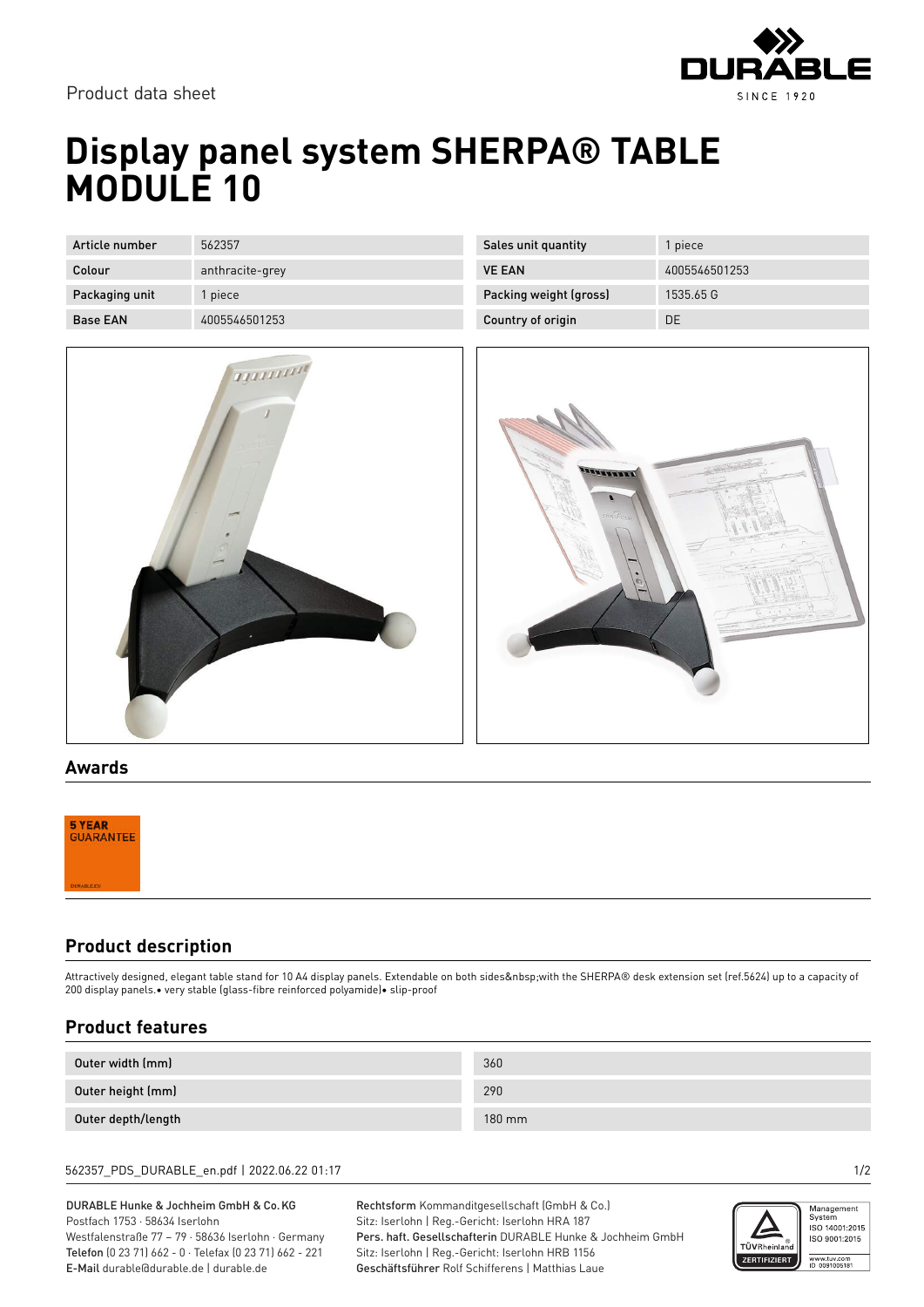Product data sheet

# Display panel system SHERPA® TABLE MODULE 10

| Article number | 562357 | Sales unit quantity | 1 piece |
| --- | --- | --- | --- |
| Colour | anthracite-grey | VE EAN | 4005546501253 |
| Packaging unit | 1 piece | Packing weight (gross) | 1535.65 G |
| Base EAN | 4005546501253 | Country of origin | DE |

## Awards

5 YEAR GUARANTEE

## Product description

Attractively designed, elegant table stand for 10 A4 display panels. Extendable on both sides&nbsp;with the SHERPA® desk extension set (ref.5624) up to a capacity of 200 display panels.• very stable (glass-fibre reinforced polyamide)• slip-proof

## Product features

| Outer width (mm) | 360 |
| --- | --- |
| Outer height (mm) | 290 |
| Outer depth/length | 180 mm |

562357_PDS_DURABLE_en.pdf | 2022.06.22 01:17

DURABLE Hunke & Jochheim GmbH & Co. KG
Postfach 1753 · 58634 Iserlohn
Westfalenstraße 77 – 79 · 58636 Iserlohn · Germany
Telefon (0 23 71) 662 - 0 · Telefax (0 23 71) 662 - 221
E-Mail durable@durable.de | durable.de

Rechtsform Kommanditgesellschaft (GmbH & Co.)
Sitz: Iserlohn | Reg.-Gericht: Iserlohn HRA 187
Pers. haft. Gesellschafterin DURABLE Hunke & Jochheim GmbH
Sitz: Iserlohn | Reg.-Gericht: Iserlohn HRB 1156
Geschäftsführer Rolf Schifferens | Matthias Laue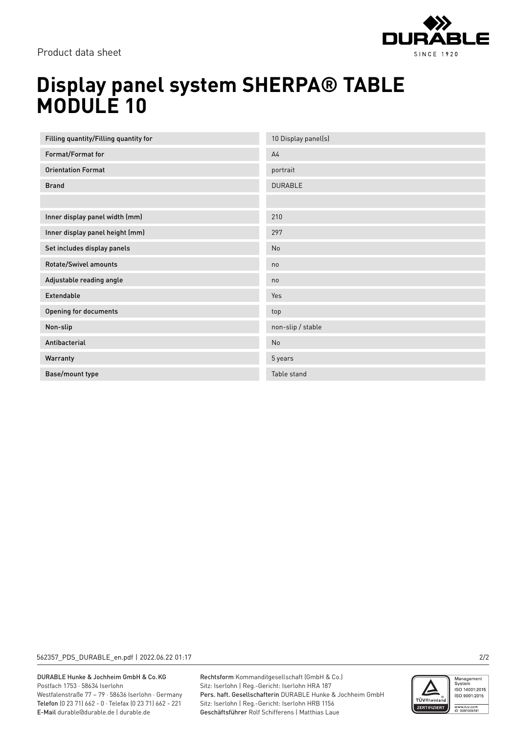Product data sheet

# Display panel system SHERPA® TABLE MODULE 10

| | |
|---|---|
| Filling quantity/Filling quantity for | 10 Display panel(s) |
| Format/Format for | A4 |
| Orientation Format | portrait |
| Brand | DURABLE |
| | |
| Inner display panel width (mm) | 210 |
| Inner display panel height (mm) | 297 |
| Set includes display panels | No |
| Rotate/Swivel amounts | no |
| Adjustable reading angle | no |
| Extendable | Yes |
| Opening for documents | top |
| Non-slip | non-slip / stable |
| Antibacterial | No |
| Warranty | 5 years |
| Base/mount type | Table stand |

562357_PDS_DURABLE_en.pdf | 2022.06.22 01:17

**DURABLE Hunke & Jochheim GmbH & Co. KG**
Postfach 1753 · 58634 Iserlohn
Westfalenstraße 77 – 79 · 58636 Iserlohn · Germany
**Telefon** (0 23 71) 662 - 0 · Telefax (0 23 71) 662 - 221
**E-Mail** durable@durable.de | durable.de

**Rechtsform** Kommanditgesellschaft (GmbH & Co.)
Sitz: Iserlohn | Reg.-Gericht: Iserlohn HRA 187
**Pers. haft. Gesellschafterin** DURABLE Hunke & Jochheim GmbH
Sitz: Iserlohn | Reg.-Gericht: Iserlohn HRB 1156
**Geschäftsführer** Rolf Schifferens | Matthias Laue